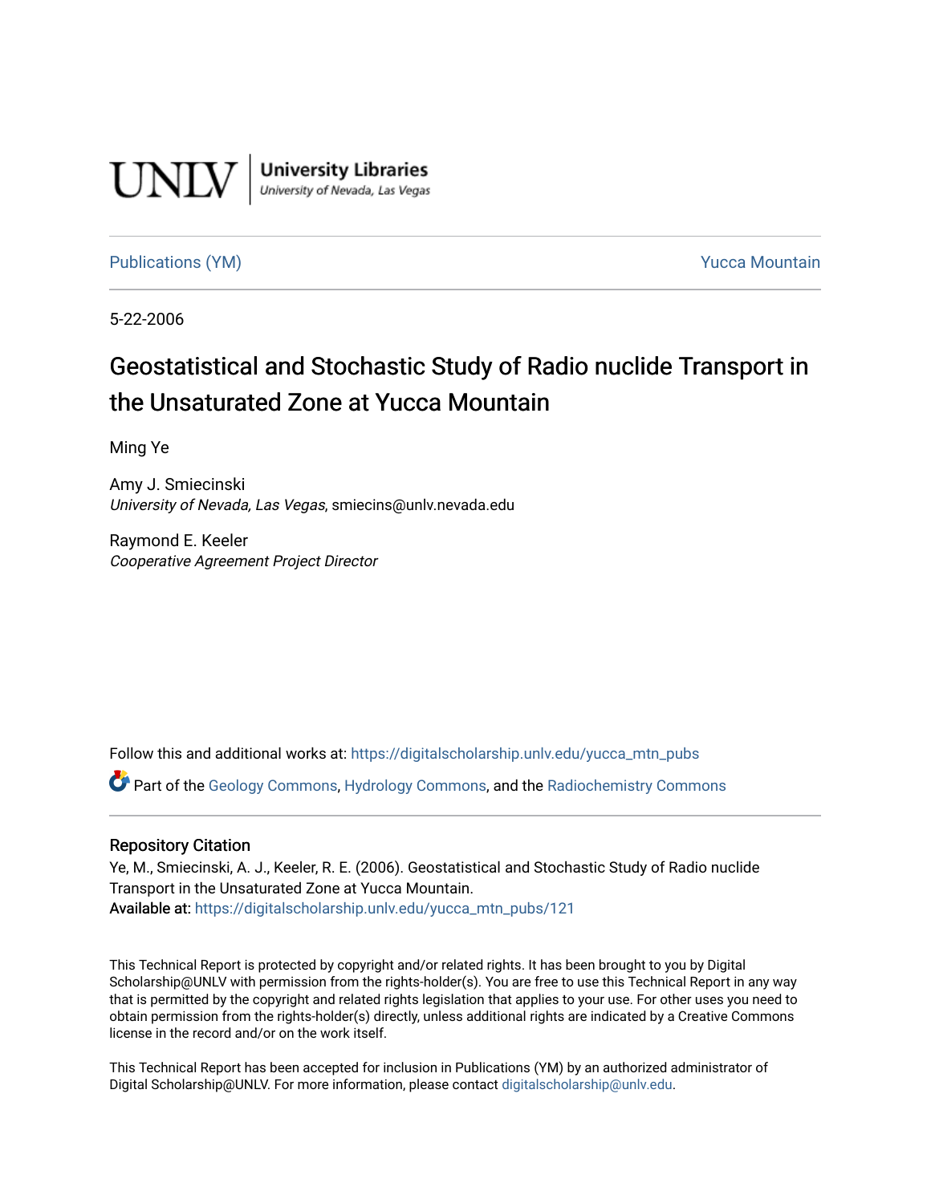UNLV | University Libraries
University of Nevada, Las Vegas

Publications (YM) Yucca Mountain

5-22-2006

# Geostatistical and Stochastic Study of Radio nuclide Transport in the Unsaturated Zone at Yucca Mountain

Ming Ye

Amy J. Smiecinski
*University of Nevada, Las Vegas*, smiecins@unlv.nevada.edu

Raymond E. Keeler
*Cooperative Agreement Project Director*

Follow this and additional works at: https://digitalscholarship.unlv.edu/yucca_mtn_pubs

Part of the Geology Commons, Hydrology Commons, and the Radiochemistry Commons

## Repository Citation

Ye, M., Smiecinski, A. J., Keeler, R. E. (2006). Geostatistical and Stochastic Study of Radio nuclide Transport in the Unsaturated Zone at Yucca Mountain.
Available at: https://digitalscholarship.unlv.edu/yucca_mtn_pubs/121

This Technical Report is protected by copyright and/or related rights. It has been brought to you by Digital Scholarship@UNLV with permission from the rights-holder(s). You are free to use this Technical Report in any way that is permitted by the copyright and related rights legislation that applies to your use. For other uses you need to obtain permission from the rights-holder(s) directly, unless additional rights are indicated by a Creative Commons license in the record and/or on the work itself.

This Technical Report has been accepted for inclusion in Publications (YM) by an authorized administrator of Digital Scholarship@UNLV. For more information, please contact digitalscholarship@unlv.edu.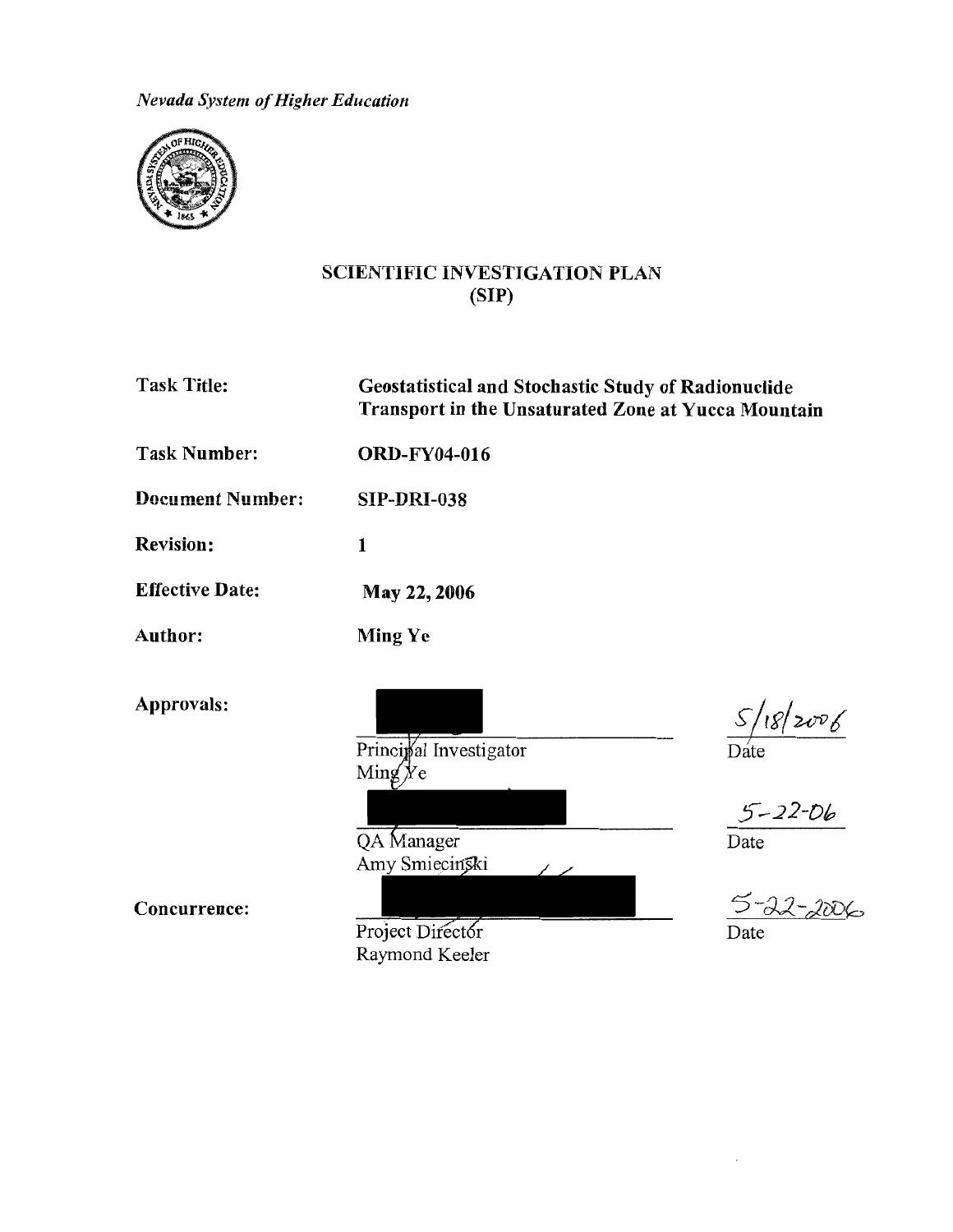*Nevada System of Higher Education*

# SCIENTIFIC INVESTIGATION PLAN (SIP)

| | |
|---|---|
| **Task Title:** | **Geostatistical and Stochastic Study of Radionuclide Transport in the Unsaturated Zone at Yucca Mountain** |
| **Task Number:** | **ORD-FY04-016** |
| **Document Number:** | **SIP-DRI-038** |
| **Revision:** | **1** |
| **Effective Date:** | **May 22, 2006** |
| **Author:** | **Ming Ye** |

**Approvals:**

| | |
|---|---|
| Principal Investigator<br>Ming Ye | 5/18/2006<br>Date |
| QA Manager<br>Amy Smiecinski | 5-22-06<br>Date |

**Concurrence:**

| | |
|---|---|
| Project Director<br>Raymond Keeler | 5-22-2006<br>Date |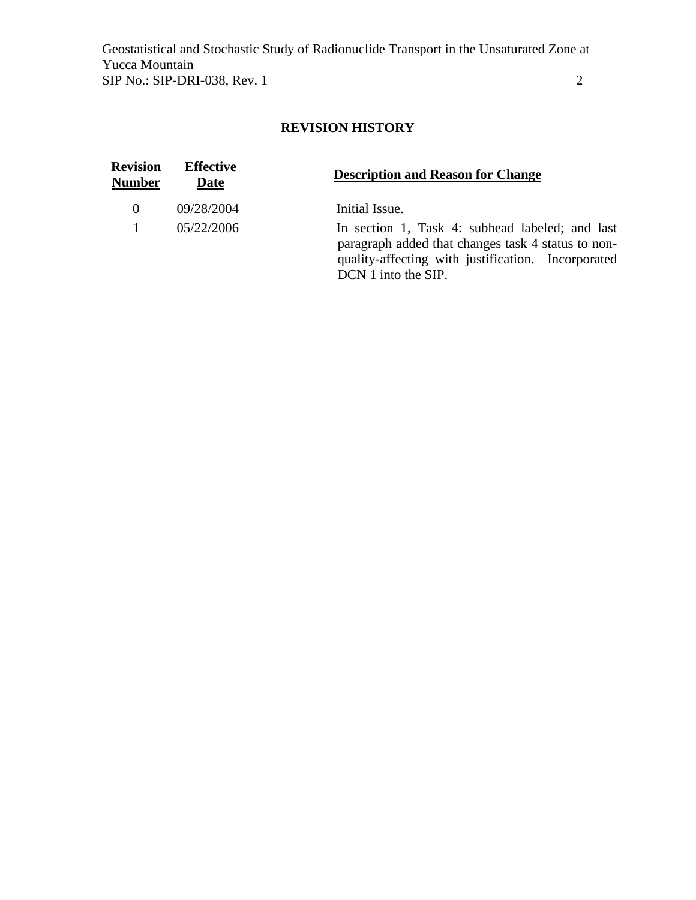## REVISION HISTORY

| Revision Number | Effective Date | Description and Reason for Change |
|---|---|---|
| 0 | 09/28/2004 | Initial Issue. |
| 1 | 05/22/2006 | In section 1, Task 4: subhead labeled; and last paragraph added that changes task 4 status to non-quality-affecting with justification. Incorporated DCN 1 into the SIP. |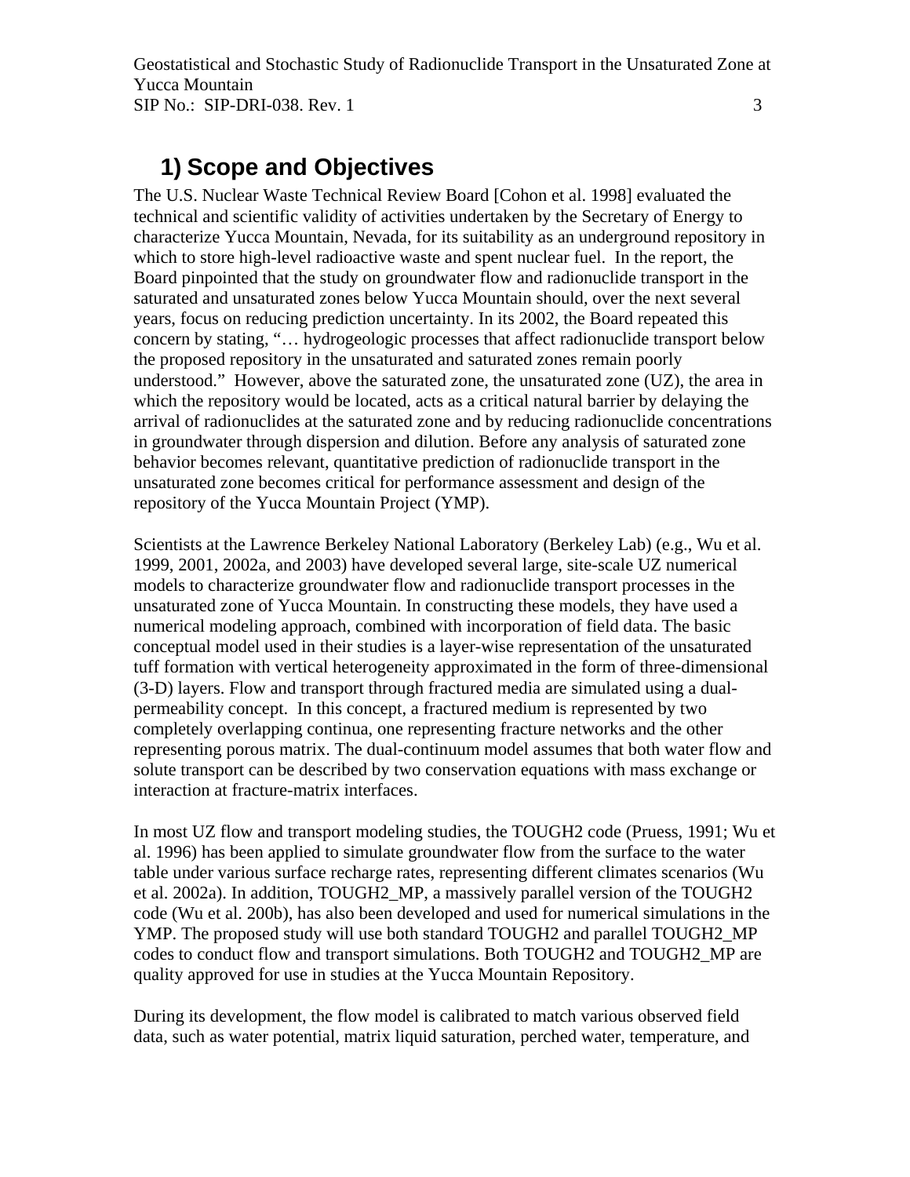# 1) Scope and Objectives

The U.S. Nuclear Waste Technical Review Board [Cohon et al. 1998] evaluated the technical and scientific validity of activities undertaken by the Secretary of Energy to characterize Yucca Mountain, Nevada, for its suitability as an underground repository in which to store high-level radioactive waste and spent nuclear fuel. In the report, the Board pinpointed that the study on groundwater flow and radionuclide transport in the saturated and unsaturated zones below Yucca Mountain should, over the next several years, focus on reducing prediction uncertainty. In its 2002, the Board repeated this concern by stating, "… hydrogeologic processes that affect radionuclide transport below the proposed repository in the unsaturated and saturated zones remain poorly understood." However, above the saturated zone, the unsaturated zone (UZ), the area in which the repository would be located, acts as a critical natural barrier by delaying the arrival of radionuclides at the saturated zone and by reducing radionuclide concentrations in groundwater through dispersion and dilution. Before any analysis of saturated zone behavior becomes relevant, quantitative prediction of radionuclide transport in the unsaturated zone becomes critical for performance assessment and design of the repository of the Yucca Mountain Project (YMP).

Scientists at the Lawrence Berkeley National Laboratory (Berkeley Lab) (e.g., Wu et al. 1999, 2001, 2002a, and 2003) have developed several large, site-scale UZ numerical models to characterize groundwater flow and radionuclide transport processes in the unsaturated zone of Yucca Mountain. In constructing these models, they have used a numerical modeling approach, combined with incorporation of field data. The basic conceptual model used in their studies is a layer-wise representation of the unsaturated tuff formation with vertical heterogeneity approximated in the form of three-dimensional (3-D) layers. Flow and transport through fractured media are simulated using a dual-permeability concept. In this concept, a fractured medium is represented by two completely overlapping continua, one representing fracture networks and the other representing porous matrix. The dual-continuum model assumes that both water flow and solute transport can be described by two conservation equations with mass exchange or interaction at fracture-matrix interfaces.

In most UZ flow and transport modeling studies, the TOUGH2 code (Pruess, 1991; Wu et al. 1996) has been applied to simulate groundwater flow from the surface to the water table under various surface recharge rates, representing different climates scenarios (Wu et al. 2002a). In addition, TOUGH2_MP, a massively parallel version of the TOUGH2 code (Wu et al. 200b), has also been developed and used for numerical simulations in the YMP. The proposed study will use both standard TOUGH2 and parallel TOUGH2_MP codes to conduct flow and transport simulations. Both TOUGH2 and TOUGH2_MP are quality approved for use in studies at the Yucca Mountain Repository.

During its development, the flow model is calibrated to match various observed field data, such as water potential, matrix liquid saturation, perched water, temperature, and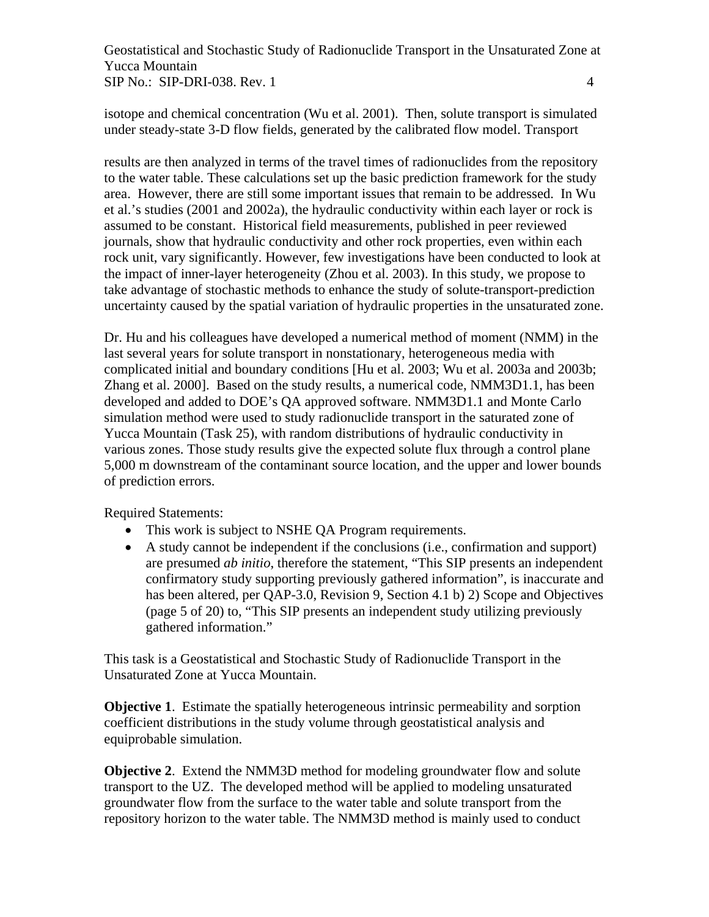isotope and chemical concentration (Wu et al. 2001). Then, solute transport is simulated under steady-state 3-D flow fields, generated by the calibrated flow model. Transport

results are then analyzed in terms of the travel times of radionuclides from the repository to the water table. These calculations set up the basic prediction framework for the study area. However, there are still some important issues that remain to be addressed. In Wu et al.'s studies (2001 and 2002a), the hydraulic conductivity within each layer or rock is assumed to be constant. Historical field measurements, published in peer reviewed journals, show that hydraulic conductivity and other rock properties, even within each rock unit, vary significantly. However, few investigations have been conducted to look at the impact of inner-layer heterogeneity (Zhou et al. 2003). In this study, we propose to take advantage of stochastic methods to enhance the study of solute-transport-prediction uncertainty caused by the spatial variation of hydraulic properties in the unsaturated zone.

Dr. Hu and his colleagues have developed a numerical method of moment (NMM) in the last several years for solute transport in nonstationary, heterogeneous media with complicated initial and boundary conditions [Hu et al. 2003; Wu et al. 2003a and 2003b; Zhang et al. 2000]. Based on the study results, a numerical code, NMM3D1.1, has been developed and added to DOE's QA approved software. NMM3D1.1 and Monte Carlo simulation method were used to study radionuclide transport in the saturated zone of Yucca Mountain (Task 25), with random distributions of hydraulic conductivity in various zones. Those study results give the expected solute flux through a control plane 5,000 m downstream of the contaminant source location, and the upper and lower bounds of prediction errors.

Required Statements:

- This work is subject to NSHE QA Program requirements.
- A study cannot be independent if the conclusions (i.e., confirmation and support) are presumed *ab initio*, therefore the statement, "This SIP presents an independent confirmatory study supporting previously gathered information", is inaccurate and has been altered, per QAP-3.0, Revision 9, Section 4.1 b) 2) Scope and Objectives (page 5 of 20) to, "This SIP presents an independent study utilizing previously gathered information."

This task is a Geostatistical and Stochastic Study of Radionuclide Transport in the Unsaturated Zone at Yucca Mountain.

**Objective 1**. Estimate the spatially heterogeneous intrinsic permeability and sorption coefficient distributions in the study volume through geostatistical analysis and equiprobable simulation.

**Objective 2**. Extend the NMM3D method for modeling groundwater flow and solute transport to the UZ. The developed method will be applied to modeling unsaturated groundwater flow from the surface to the water table and solute transport from the repository horizon to the water table. The NMM3D method is mainly used to conduct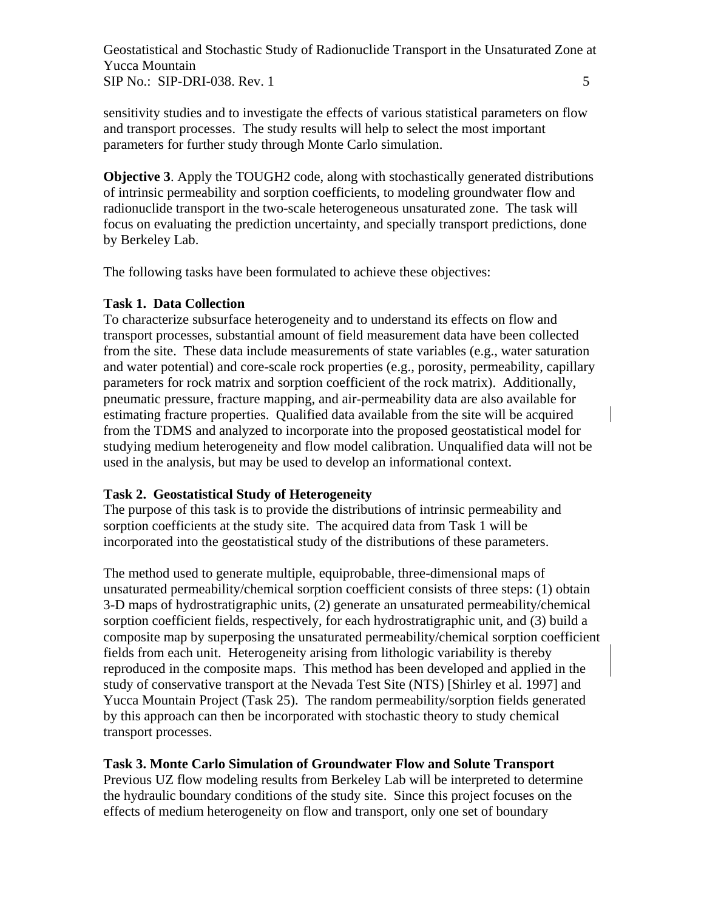sensitivity studies and to investigate the effects of various statistical parameters on flow and transport processes. The study results will help to select the most important parameters for further study through Monte Carlo simulation.

**Objective 3**. Apply the TOUGH2 code, along with stochastically generated distributions of intrinsic permeability and sorption coefficients, to modeling groundwater flow and radionuclide transport in the two-scale heterogeneous unsaturated zone. The task will focus on evaluating the prediction uncertainty, and specially transport predictions, done by Berkeley Lab.

The following tasks have been formulated to achieve these objectives:

**Task 1. Data Collection**

To characterize subsurface heterogeneity and to understand its effects on flow and transport processes, substantial amount of field measurement data have been collected from the site. These data include measurements of state variables (e.g., water saturation and water potential) and core-scale rock properties (e.g., porosity, permeability, capillary parameters for rock matrix and sorption coefficient of the rock matrix). Additionally, pneumatic pressure, fracture mapping, and air-permeability data are also available for estimating fracture properties. Qualified data available from the site will be acquired from the TDMS and analyzed to incorporate into the proposed geostatistical model for studying medium heterogeneity and flow model calibration. Unqualified data will not be used in the analysis, but may be used to develop an informational context.

**Task 2. Geostatistical Study of Heterogeneity**

The purpose of this task is to provide the distributions of intrinsic permeability and sorption coefficients at the study site. The acquired data from Task 1 will be incorporated into the geostatistical study of the distributions of these parameters.

The method used to generate multiple, equiprobable, three-dimensional maps of unsaturated permeability/chemical sorption coefficient consists of three steps: (1) obtain 3-D maps of hydrostratigraphic units, (2) generate an unsaturated permeability/chemical sorption coefficient fields, respectively, for each hydrostratigraphic unit, and (3) build a composite map by superposing the unsaturated permeability/chemical sorption coefficient fields from each unit. Heterogeneity arising from lithologic variability is thereby reproduced in the composite maps. This method has been developed and applied in the study of conservative transport at the Nevada Test Site (NTS) [Shirley et al. 1997] and Yucca Mountain Project (Task 25). The random permeability/sorption fields generated by this approach can then be incorporated with stochastic theory to study chemical transport processes.

**Task 3. Monte Carlo Simulation of Groundwater Flow and Solute Transport**

Previous UZ flow modeling results from Berkeley Lab will be interpreted to determine the hydraulic boundary conditions of the study site. Since this project focuses on the effects of medium heterogeneity on flow and transport, only one set of boundary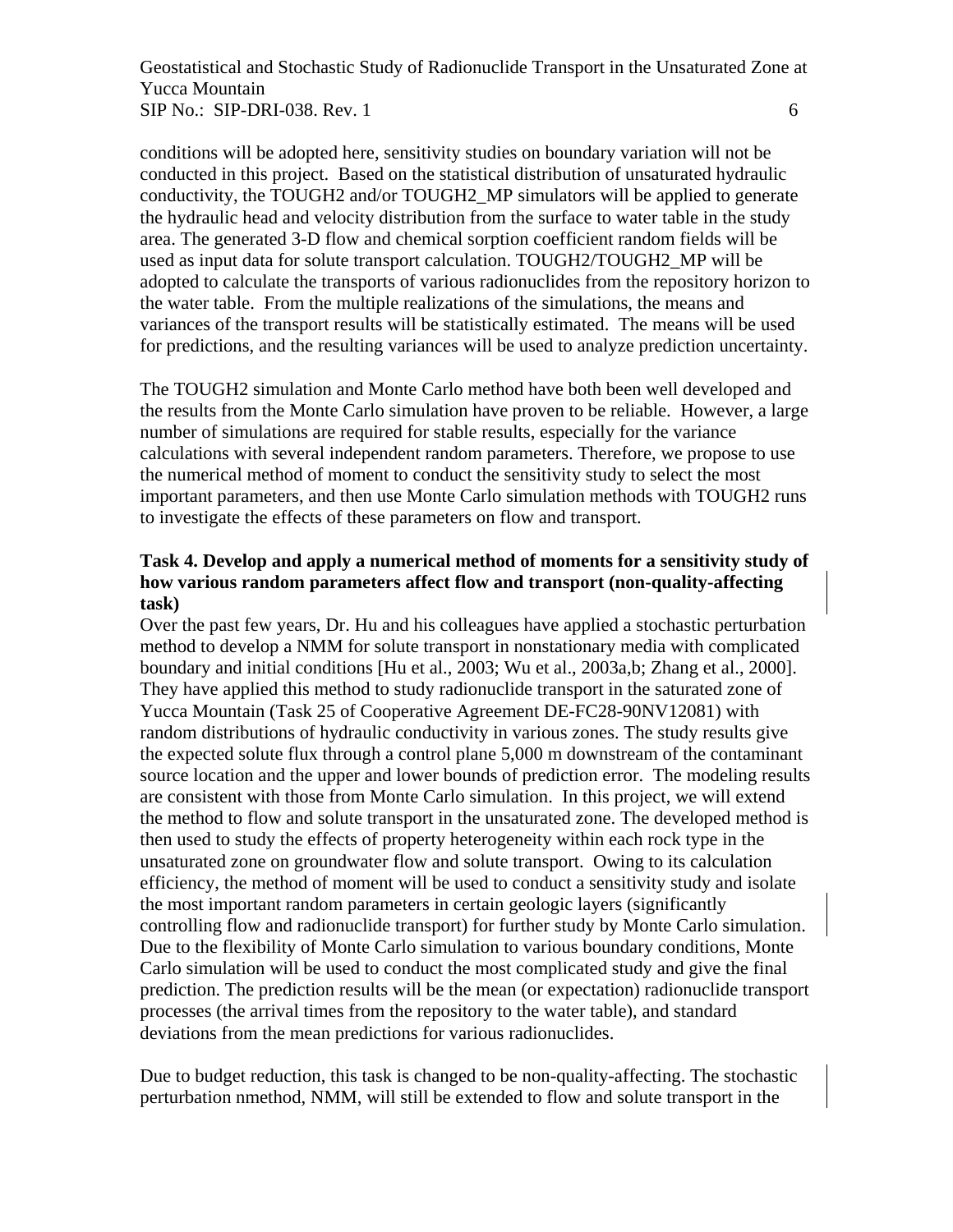conditions will be adopted here, sensitivity studies on boundary variation will not be conducted in this project. Based on the statistical distribution of unsaturated hydraulic conductivity, the TOUGH2 and/or TOUGH2_MP simulators will be applied to generate the hydraulic head and velocity distribution from the surface to water table in the study area. The generated 3-D flow and chemical sorption coefficient random fields will be used as input data for solute transport calculation. TOUGH2/TOUGH2_MP will be adopted to calculate the transports of various radionuclides from the repository horizon to the water table. From the multiple realizations of the simulations, the means and variances of the transport results will be statistically estimated. The means will be used for predictions, and the resulting variances will be used to analyze prediction uncertainty.

The TOUGH2 simulation and Monte Carlo method have both been well developed and the results from the Monte Carlo simulation have proven to be reliable. However, a large number of simulations are required for stable results, especially for the variance calculations with several independent random parameters. Therefore, we propose to use the numerical method of moment to conduct the sensitivity study to select the most important parameters, and then use Monte Carlo simulation methods with TOUGH2 runs to investigate the effects of these parameters on flow and transport.

**Task 4. Develop and apply a numerical method of moments for a sensitivity study of how various random parameters affect flow and transport (non-quality-affecting task)**

Over the past few years, Dr. Hu and his colleagues have applied a stochastic perturbation method to develop a NMM for solute transport in nonstationary media with complicated boundary and initial conditions [Hu et al., 2003; Wu et al., 2003a,b; Zhang et al., 2000]. They have applied this method to study radionuclide transport in the saturated zone of Yucca Mountain (Task 25 of Cooperative Agreement DE-FC28-90NV12081) with random distributions of hydraulic conductivity in various zones. The study results give the expected solute flux through a control plane 5,000 m downstream of the contaminant source location and the upper and lower bounds of prediction error. The modeling results are consistent with those from Monte Carlo simulation. In this project, we will extend the method to flow and solute transport in the unsaturated zone. The developed method is then used to study the effects of property heterogeneity within each rock type in the unsaturated zone on groundwater flow and solute transport. Owing to its calculation efficiency, the method of moment will be used to conduct a sensitivity study and isolate the most important random parameters in certain geologic layers (significantly controlling flow and radionuclide transport) for further study by Monte Carlo simulation. Due to the flexibility of Monte Carlo simulation to various boundary conditions, Monte Carlo simulation will be used to conduct the most complicated study and give the final prediction. The prediction results will be the mean (or expectation) radionuclide transport processes (the arrival times from the repository to the water table), and standard deviations from the mean predictions for various radionuclides.

Due to budget reduction, this task is changed to be non-quality-affecting. The stochastic perturbation nmethod, NMM, will still be extended to flow and solute transport in the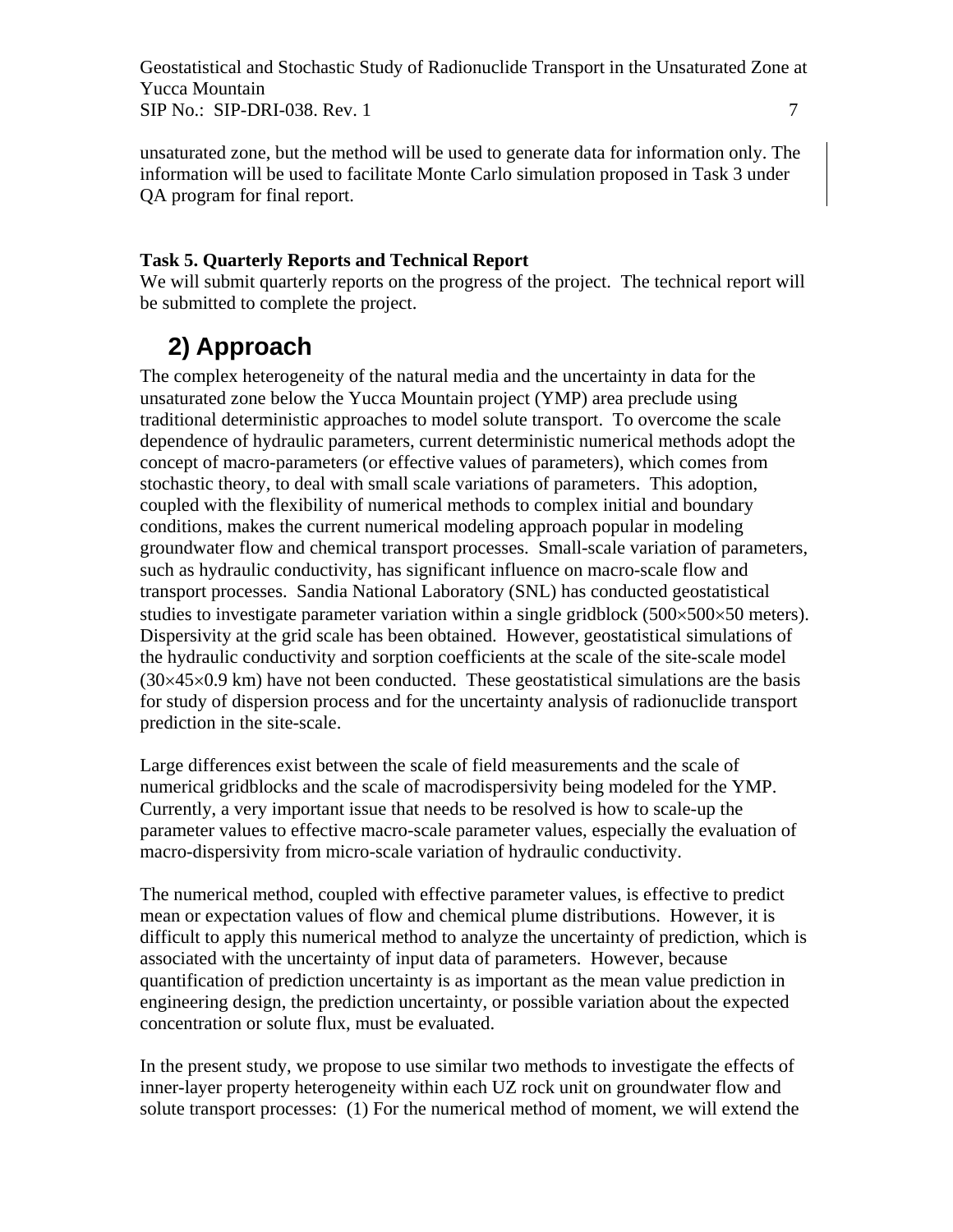unsaturated zone, but the method will be used to generate data for information only. The information will be used to facilitate Monte Carlo simulation proposed in Task 3 under QA program for final report.

**Task 5. Quarterly Reports and Technical Report**

We will submit quarterly reports on the progress of the project. The technical report will be submitted to complete the project.

## 2) Approach

The complex heterogeneity of the natural media and the uncertainty in data for the unsaturated zone below the Yucca Mountain project (YMP) area preclude using traditional deterministic approaches to model solute transport. To overcome the scale dependence of hydraulic parameters, current deterministic numerical methods adopt the concept of macro-parameters (or effective values of parameters), which comes from stochastic theory, to deal with small scale variations of parameters. This adoption, coupled with the flexibility of numerical methods to complex initial and boundary conditions, makes the current numerical modeling approach popular in modeling groundwater flow and chemical transport processes. Small-scale variation of parameters, such as hydraulic conductivity, has significant influence on macro-scale flow and transport processes. Sandia National Laboratory (SNL) has conducted geostatistical studies to investigate parameter variation within a single gridblock ($500\times500\times50$ meters). Dispersivity at the grid scale has been obtained. However, geostatistical simulations of the hydraulic conductivity and sorption coefficients at the scale of the site-scale model ($30\times45\times0.9$ km) have not been conducted. These geostatistical simulations are the basis for study of dispersion process and for the uncertainty analysis of radionuclide transport prediction in the site-scale.

Large differences exist between the scale of field measurements and the scale of numerical gridblocks and the scale of macrodispersivity being modeled for the YMP. Currently, a very important issue that needs to be resolved is how to scale-up the parameter values to effective macro-scale parameter values, especially the evaluation of macro-dispersivity from micro-scale variation of hydraulic conductivity.

The numerical method, coupled with effective parameter values, is effective to predict mean or expectation values of flow and chemical plume distributions. However, it is difficult to apply this numerical method to analyze the uncertainty of prediction, which is associated with the uncertainty of input data of parameters. However, because quantification of prediction uncertainty is as important as the mean value prediction in engineering design, the prediction uncertainty, or possible variation about the expected concentration or solute flux, must be evaluated.

In the present study, we propose to use similar two methods to investigate the effects of inner-layer property heterogeneity within each UZ rock unit on groundwater flow and solute transport processes: (1) For the numerical method of moment, we will extend the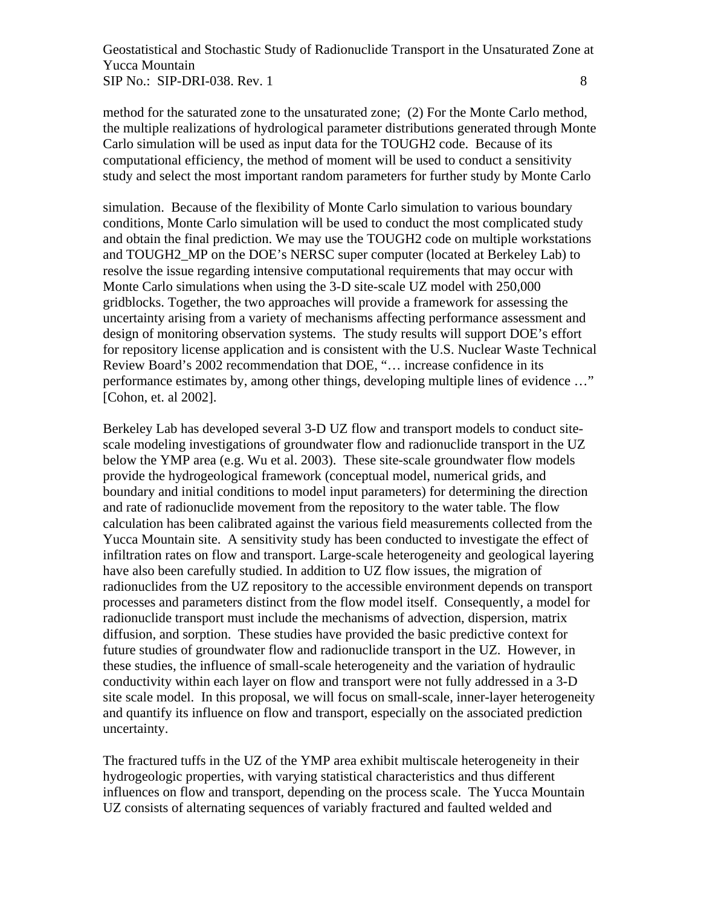method for the saturated zone to the unsaturated zone; (2) For the Monte Carlo method, the multiple realizations of hydrological parameter distributions generated through Monte Carlo simulation will be used as input data for the TOUGH2 code. Because of its computational efficiency, the method of moment will be used to conduct a sensitivity study and select the most important random parameters for further study by Monte Carlo simulation. Because of the flexibility of Monte Carlo simulation to various boundary conditions, Monte Carlo simulation will be used to conduct the most complicated study and obtain the final prediction. We may use the TOUGH2 code on multiple workstations and TOUGH2_MP on the DOE's NERSC super computer (located at Berkeley Lab) to resolve the issue regarding intensive computational requirements that may occur with Monte Carlo simulations when using the 3-D site-scale UZ model with 250,000 gridblocks. Together, the two approaches will provide a framework for assessing the uncertainty arising from a variety of mechanisms affecting performance assessment and design of monitoring observation systems. The study results will support DOE's effort for repository license application and is consistent with the U.S. Nuclear Waste Technical Review Board's 2002 recommendation that DOE, "… increase confidence in its performance estimates by, among other things, developing multiple lines of evidence …" [Cohon, et. al 2002].

Berkeley Lab has developed several 3-D UZ flow and transport models to conduct site-scale modeling investigations of groundwater flow and radionuclide transport in the UZ below the YMP area (e.g. Wu et al. 2003). These site-scale groundwater flow models provide the hydrogeological framework (conceptual model, numerical grids, and boundary and initial conditions to model input parameters) for determining the direction and rate of radionuclide movement from the repository to the water table. The flow calculation has been calibrated against the various field measurements collected from the Yucca Mountain site. A sensitivity study has been conducted to investigate the effect of infiltration rates on flow and transport. Large-scale heterogeneity and geological layering have also been carefully studied. In addition to UZ flow issues, the migration of radionuclides from the UZ repository to the accessible environment depends on transport processes and parameters distinct from the flow model itself. Consequently, a model for radionuclide transport must include the mechanisms of advection, dispersion, matrix diffusion, and sorption. These studies have provided the basic predictive context for future studies of groundwater flow and radionuclide transport in the UZ. However, in these studies, the influence of small-scale heterogeneity and the variation of hydraulic conductivity within each layer on flow and transport were not fully addressed in a 3-D site scale model. In this proposal, we will focus on small-scale, inner-layer heterogeneity and quantify its influence on flow and transport, especially on the associated prediction uncertainty.

The fractured tuffs in the UZ of the YMP area exhibit multiscale heterogeneity in their hydrogeologic properties, with varying statistical characteristics and thus different influences on flow and transport, depending on the process scale. The Yucca Mountain UZ consists of alternating sequences of variably fractured and faulted welded and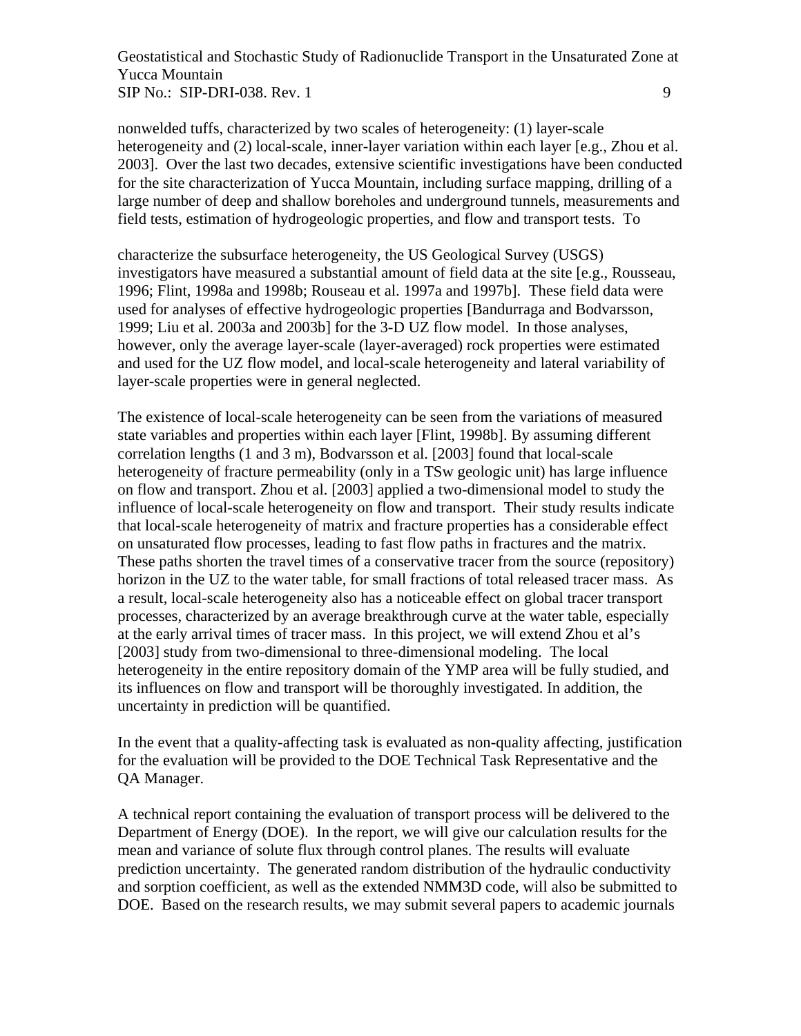nonwelded tuffs, characterized by two scales of heterogeneity: (1) layer-scale heterogeneity and (2) local-scale, inner-layer variation within each layer [e.g., Zhou et al. 2003]. Over the last two decades, extensive scientific investigations have been conducted for the site characterization of Yucca Mountain, including surface mapping, drilling of a large number of deep and shallow boreholes and underground tunnels, measurements and field tests, estimation of hydrogeologic properties, and flow and transport tests. To

characterize the subsurface heterogeneity, the US Geological Survey (USGS) investigators have measured a substantial amount of field data at the site [e.g., Rousseau, 1996; Flint, 1998a and 1998b; Rouseau et al. 1997a and 1997b]. These field data were used for analyses of effective hydrogeologic properties [Bandurraga and Bodvarsson, 1999; Liu et al. 2003a and 2003b] for the 3-D UZ flow model. In those analyses, however, only the average layer-scale (layer-averaged) rock properties were estimated and used for the UZ flow model, and local-scale heterogeneity and lateral variability of layer-scale properties were in general neglected.

The existence of local-scale heterogeneity can be seen from the variations of measured state variables and properties within each layer [Flint, 1998b]. By assuming different correlation lengths (1 and 3 m), Bodvarsson et al. [2003] found that local-scale heterogeneity of fracture permeability (only in a TSw geologic unit) has large influence on flow and transport. Zhou et al. [2003] applied a two-dimensional model to study the influence of local-scale heterogeneity on flow and transport. Their study results indicate that local-scale heterogeneity of matrix and fracture properties has a considerable effect on unsaturated flow processes, leading to fast flow paths in fractures and the matrix. These paths shorten the travel times of a conservative tracer from the source (repository) horizon in the UZ to the water table, for small fractions of total released tracer mass. As a result, local-scale heterogeneity also has a noticeable effect on global tracer transport processes, characterized by an average breakthrough curve at the water table, especially at the early arrival times of tracer mass. In this project, we will extend Zhou et al's [2003] study from two-dimensional to three-dimensional modeling. The local heterogeneity in the entire repository domain of the YMP area will be fully studied, and its influences on flow and transport will be thoroughly investigated. In addition, the uncertainty in prediction will be quantified.

In the event that a quality-affecting task is evaluated as non-quality affecting, justification for the evaluation will be provided to the DOE Technical Task Representative and the QA Manager.

A technical report containing the evaluation of transport process will be delivered to the Department of Energy (DOE). In the report, we will give our calculation results for the mean and variance of solute flux through control planes. The results will evaluate prediction uncertainty. The generated random distribution of the hydraulic conductivity and sorption coefficient, as well as the extended NMM3D code, will also be submitted to DOE. Based on the research results, we may submit several papers to academic journals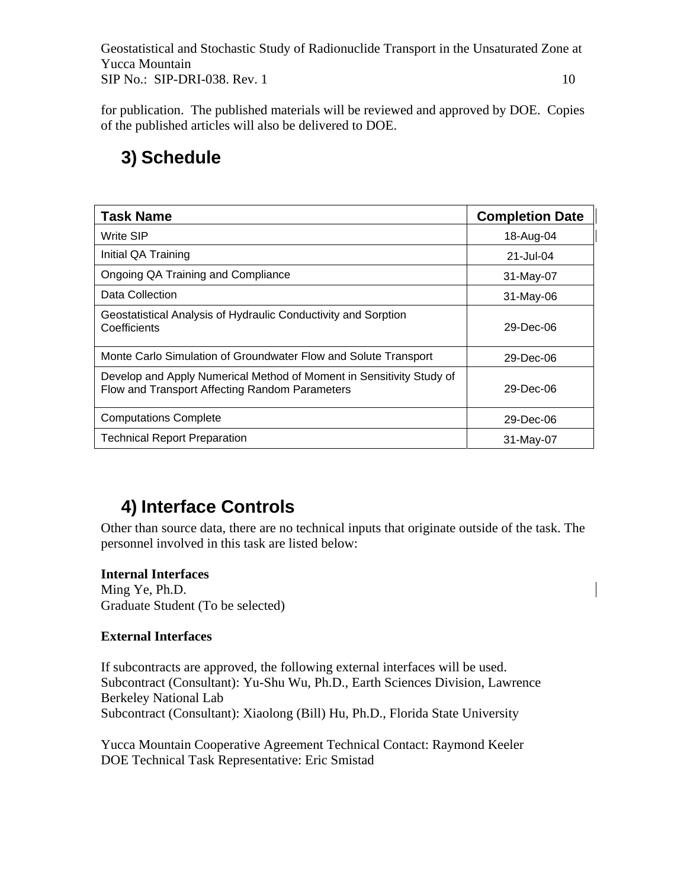for publication. The published materials will be reviewed and approved by DOE. Copies of the published articles will also be delivered to DOE.

## 3) Schedule

| Task Name | Completion Date |
|---|---|
| Write SIP | 18-Aug-04 |
| Initial QA Training | 21-Jul-04 |
| Ongoing QA Training and Compliance | 31-May-07 |
| Data Collection | 31-May-06 |
| Geostatistical Analysis of Hydraulic Conductivity and Sorption Coefficients | 29-Dec-06 |
| Monte Carlo Simulation of Groundwater Flow and Solute Transport | 29-Dec-06 |
| Develop and Apply Numerical Method of Moment in Sensitivity Study of Flow and Transport Affecting Random Parameters | 29-Dec-06 |
| Computations Complete | 29-Dec-06 |
| Technical Report Preparation | 31-May-07 |

## 4) Interface Controls

Other than source data, there are no technical inputs that originate outside of the task. The personnel involved in this task are listed below:

**Internal Interfaces**
Ming Ye, Ph.D.
Graduate Student (To be selected)

**External Interfaces**

If subcontracts are approved, the following external interfaces will be used.
Subcontract (Consultant): Yu-Shu Wu, Ph.D., Earth Sciences Division, Lawrence Berkeley National Lab
Subcontract (Consultant): Xiaolong (Bill) Hu, Ph.D., Florida State University

Yucca Mountain Cooperative Agreement Technical Contact: Raymond Keeler
DOE Technical Task Representative: Eric Smistad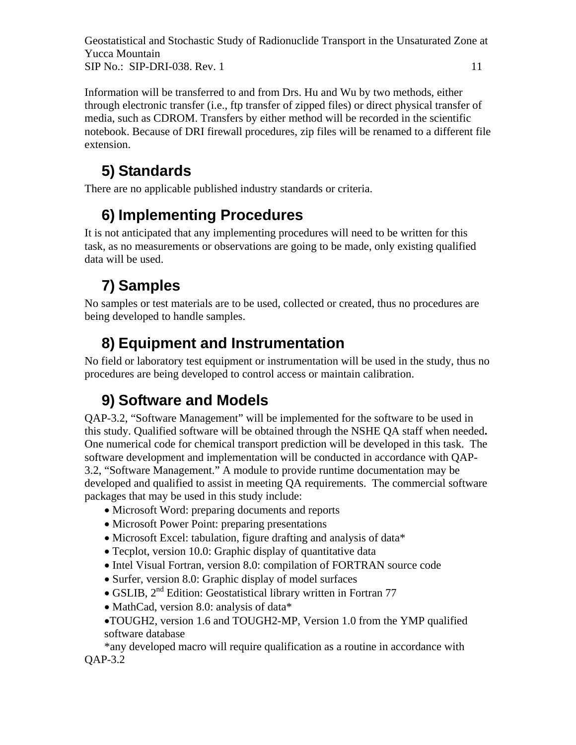Information will be transferred to and from Drs. Hu and Wu by two methods, either through electronic transfer (i.e., ftp transfer of zipped files) or direct physical transfer of media, such as CDROM. Transfers by either method will be recorded in the scientific notebook. Because of DRI firewall procedures, zip files will be renamed to a different file extension.

## 5) Standards

There are no applicable published industry standards or criteria.

## 6) Implementing Procedures

It is not anticipated that any implementing procedures will need to be written for this task, as no measurements or observations are going to be made, only existing qualified data will be used.

## 7) Samples

No samples or test materials are to be used, collected or created, thus no procedures are being developed to handle samples.

## 8) Equipment and Instrumentation

No field or laboratory test equipment or instrumentation will be used in the study, thus no procedures are being developed to control access or maintain calibration.

## 9) Software and Models

QAP-3.2, "Software Management" will be implemented for the software to be used in this study. Qualified software will be obtained through the NSHE QA staff when needed**.** One numerical code for chemical transport prediction will be developed in this task. The software development and implementation will be conducted in accordance with QAP-3.2, "Software Management." A module to provide runtime documentation may be developed and qualified to assist in meeting QA requirements. The commercial software packages that may be used in this study include:

- Microsoft Word: preparing documents and reports
- Microsoft Power Point: preparing presentations
- Microsoft Excel: tabulation, figure drafting and analysis of data*
- Tecplot, version 10.0: Graphic display of quantitative data
- Intel Visual Fortran, version 8.0: compilation of FORTRAN source code
- Surfer, version 8.0: Graphic display of model surfaces
- GSLIB, 2nd Edition: Geostatistical library written in Fortran 77
- MathCad, version 8.0: analysis of data*
- TOUGH2, version 1.6 and TOUGH2-MP, Version 1.0 from the YMP qualified software database

*any developed macro will require qualification as a routine in accordance with QAP-3.2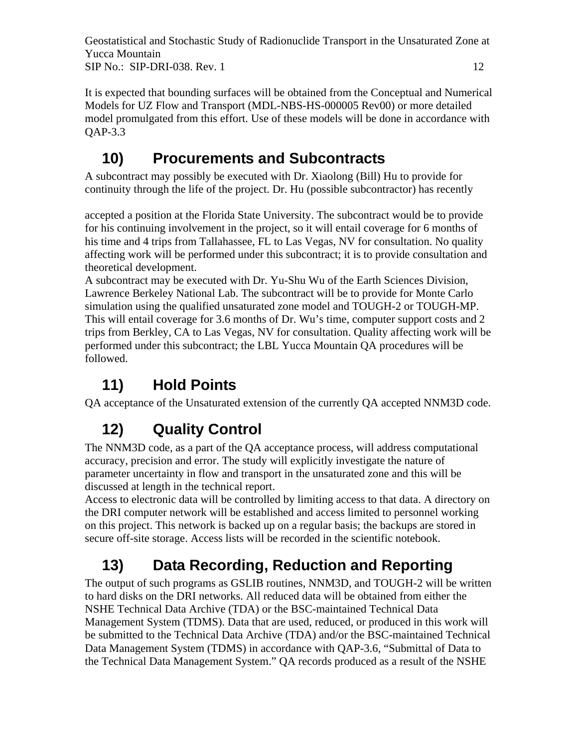It is expected that bounding surfaces will be obtained from the Conceptual and Numerical Models for UZ Flow and Transport (MDL-NBS-HS-000005 Rev00) or more detailed model promulgated from this effort. Use of these models will be done in accordance with QAP-3.3

## 10) Procurements and Subcontracts

A subcontract may possibly be executed with Dr. Xiaolong (Bill) Hu to provide for continuity through the life of the project. Dr. Hu (possible subcontractor) has recently

accepted a position at the Florida State University. The subcontract would be to provide for his continuing involvement in the project, so it will entail coverage for 6 months of his time and 4 trips from Tallahassee, FL to Las Vegas, NV for consultation. No quality affecting work will be performed under this subcontract; it is to provide consultation and theoretical development.

A subcontract may be executed with Dr. Yu-Shu Wu of the Earth Sciences Division, Lawrence Berkeley National Lab. The subcontract will be to provide for Monte Carlo simulation using the qualified unsaturated zone model and TOUGH-2 or TOUGH-MP. This will entail coverage for 3.6 months of Dr. Wu's time, computer support costs and 2 trips from Berkley, CA to Las Vegas, NV for consultation. Quality affecting work will be performed under this subcontract; the LBL Yucca Mountain QA procedures will be followed.

## 11) Hold Points

QA acceptance of the Unsaturated extension of the currently QA accepted NNM3D code.

## 12) Quality Control

The NNM3D code, as a part of the QA acceptance process, will address computational accuracy, precision and error. The study will explicitly investigate the nature of parameter uncertainty in flow and transport in the unsaturated zone and this will be discussed at length in the technical report.

Access to electronic data will be controlled by limiting access to that data. A directory on the DRI computer network will be established and access limited to personnel working on this project. This network is backed up on a regular basis; the backups are stored in secure off-site storage. Access lists will be recorded in the scientific notebook.

## 13) Data Recording, Reduction and Reporting

The output of such programs as GSLIB routines, NNM3D, and TOUGH-2 will be written to hard disks on the DRI networks. All reduced data will be obtained from either the NSHE Technical Data Archive (TDA) or the BSC-maintained Technical Data Management System (TDMS). Data that are used, reduced, or produced in this work will be submitted to the Technical Data Archive (TDA) and/or the BSC-maintained Technical Data Management System (TDMS) in accordance with QAP-3.6, "Submittal of Data to the Technical Data Management System." QA records produced as a result of the NSHE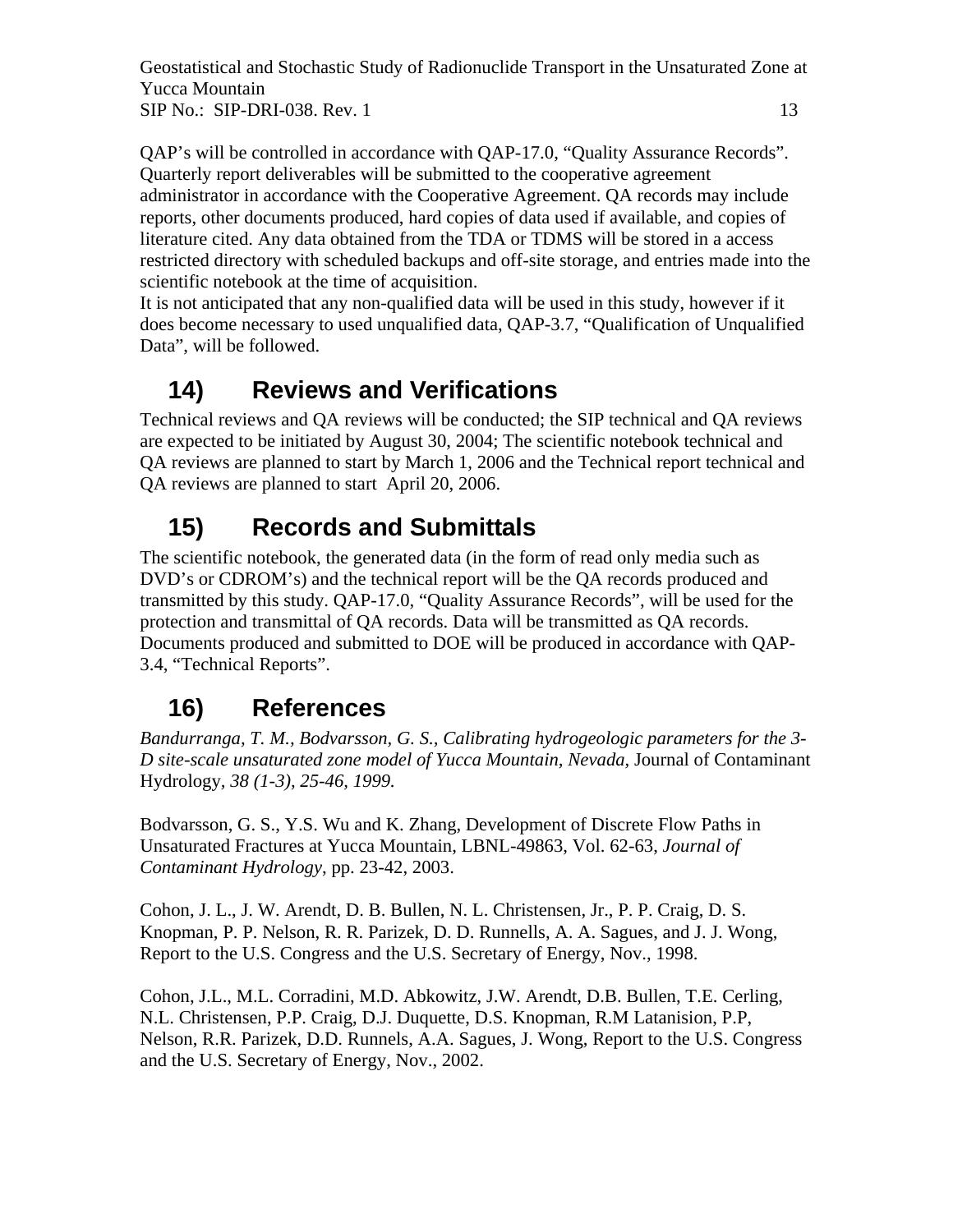QAP's will be controlled in accordance with QAP-17.0, "Quality Assurance Records". Quarterly report deliverables will be submitted to the cooperative agreement administrator in accordance with the Cooperative Agreement. QA records may include reports, other documents produced, hard copies of data used if available, and copies of literature cited. Any data obtained from the TDA or TDMS will be stored in a access restricted directory with scheduled backups and off-site storage, and entries made into the scientific notebook at the time of acquisition.
It is not anticipated that any non-qualified data will be used in this study, however if it does become necessary to used unqualified data, QAP-3.7, "Qualification of Unqualified Data", will be followed.

## 14) Reviews and Verifications

Technical reviews and QA reviews will be conducted; the SIP technical and QA reviews are expected to be initiated by August 30, 2004; The scientific notebook technical and QA reviews are planned to start by March 1, 2006 and the Technical report technical and QA reviews are planned to start April 20, 2006.

## 15) Records and Submittals

The scientific notebook, the generated data (in the form of read only media such as DVD's or CDROM's) and the technical report will be the QA records produced and transmitted by this study. QAP-17.0, "Quality Assurance Records", will be used for the protection and transmittal of QA records. Data will be transmitted as QA records. Documents produced and submitted to DOE will be produced in accordance with QAP-3.4, "Technical Reports".

## 16) References

*Bandurranga, T. M., Bodvarsson, G. S., Calibrating hydrogeologic parameters for the 3-D site-scale unsaturated zone model of Yucca Mountain, Nevada,* Journal of Contaminant Hydrology, *38 (1-3), 25-46, 1999.*

Bodvarsson, G. S., Y.S. Wu and K. Zhang, Development of Discrete Flow Paths in Unsaturated Fractures at Yucca Mountain, LBNL-49863, Vol. 62-63, *Journal of Contaminant Hydrology*, pp. 23-42, 2003.

Cohon, J. L., J. W. Arendt, D. B. Bullen, N. L. Christensen, Jr., P. P. Craig, D. S. Knopman, P. P. Nelson, R. R. Parizek, D. D. Runnells, A. A. Sagues, and J. J. Wong, Report to the U.S. Congress and the U.S. Secretary of Energy, Nov., 1998.

Cohon, J.L., M.L. Corradini, M.D. Abkowitz, J.W. Arendt, D.B. Bullen, T.E. Cerling, N.L. Christensen, P.P. Craig, D.J. Duquette, D.S. Knopman, R.M Latanision, P.P, Nelson, R.R. Parizek, D.D. Runnels, A.A. Sagues, J. Wong, Report to the U.S. Congress and the U.S. Secretary of Energy, Nov., 2002.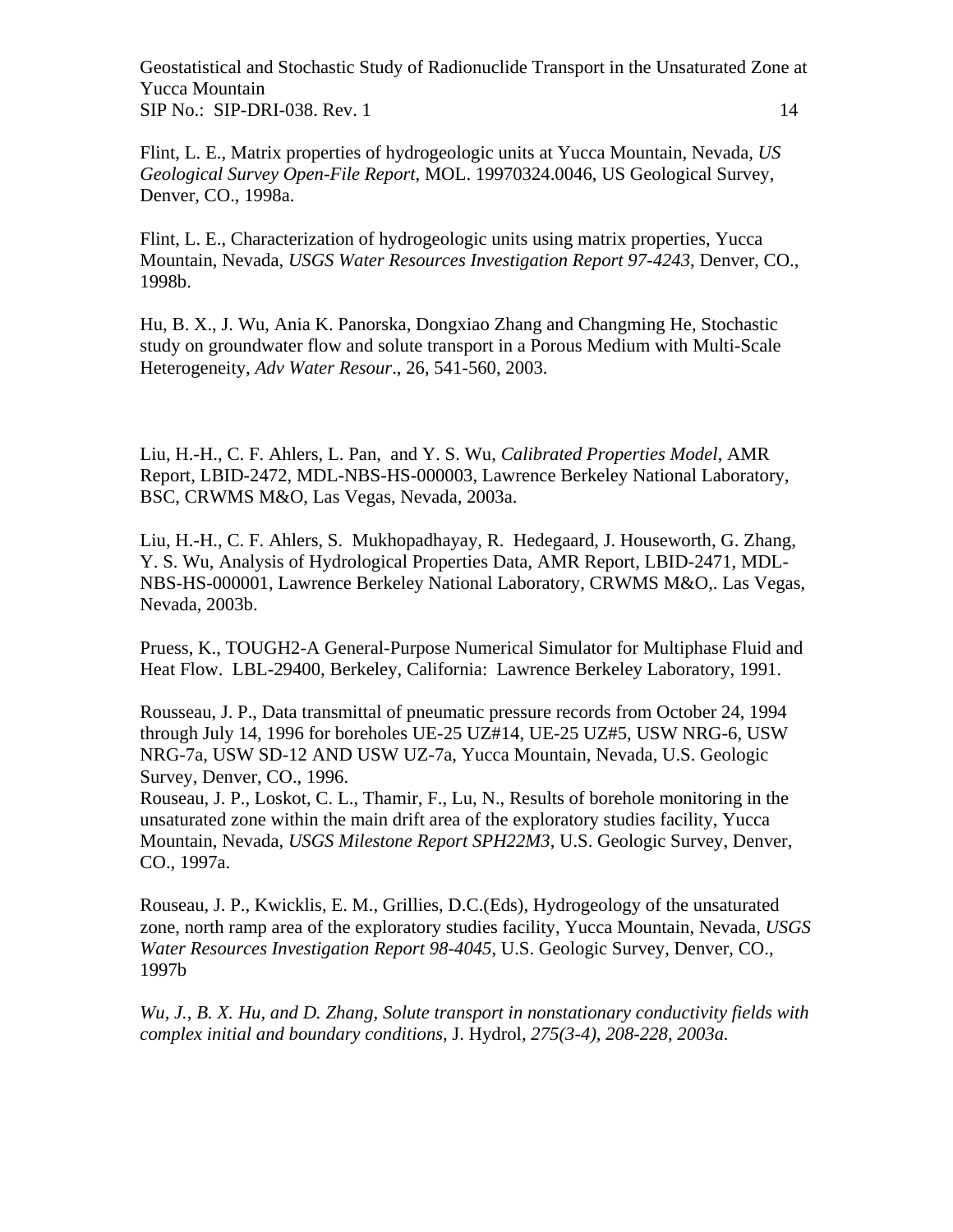Flint, L. E., Matrix properties of hydrogeologic units at Yucca Mountain, Nevada, *US Geological Survey Open-File Report*, MOL. 19970324.0046, US Geological Survey, Denver, CO., 1998a.

Flint, L. E., Characterization of hydrogeologic units using matrix properties, Yucca Mountain, Nevada, *USGS Water Resources Investigation Report 97-4243*, Denver, CO., 1998b.

Hu, B. X., J. Wu, Ania K. Panorska, Dongxiao Zhang and Changming He, Stochastic study on groundwater flow and solute transport in a Porous Medium with Multi-Scale Heterogeneity, *Adv Water Resour*., 26, 541-560, 2003.

Liu, H.-H., C. F. Ahlers, L. Pan, and Y. S. Wu, *Calibrated Properties Model*, AMR Report, LBID-2472, MDL-NBS-HS-000003, Lawrence Berkeley National Laboratory, BSC, CRWMS M&O, Las Vegas, Nevada, 2003a.

Liu, H.-H., C. F. Ahlers, S. Mukhopadhayay, R. Hedegaard, J. Houseworth, G. Zhang, Y. S. Wu, Analysis of Hydrological Properties Data, AMR Report, LBID-2471, MDL-NBS-HS-000001, Lawrence Berkeley National Laboratory, CRWMS M&O,. Las Vegas, Nevada, 2003b.

Pruess, K., TOUGH2-A General-Purpose Numerical Simulator for Multiphase Fluid and Heat Flow. LBL-29400, Berkeley, California: Lawrence Berkeley Laboratory, 1991.

Rousseau, J. P., Data transmittal of pneumatic pressure records from October 24, 1994 through July 14, 1996 for boreholes UE-25 UZ#14, UE-25 UZ#5, USW NRG-6, USW NRG-7a, USW SD-12 AND USW UZ-7a, Yucca Mountain, Nevada, U.S. Geologic Survey, Denver, CO., 1996.

Rouseau, J. P., Loskot, C. L., Thamir, F., Lu, N., Results of borehole monitoring in the unsaturated zone within the main drift area of the exploratory studies facility, Yucca Mountain, Nevada, *USGS Milestone Report SPH22M3*, U.S. Geologic Survey, Denver, CO., 1997a.

Rouseau, J. P., Kwicklis, E. M., Grillies, D.C.(Eds), Hydrogeology of the unsaturated zone, north ramp area of the exploratory studies facility, Yucca Mountain, Nevada, *USGS Water Resources Investigation Report 98-4045*, U.S. Geologic Survey, Denver, CO., 1997b

*Wu, J., B. X. Hu, and D. Zhang, Solute transport in nonstationary conductivity fields with complex initial and boundary conditions,* J. Hydrol*, 275(3-4), 208-228, 2003a.*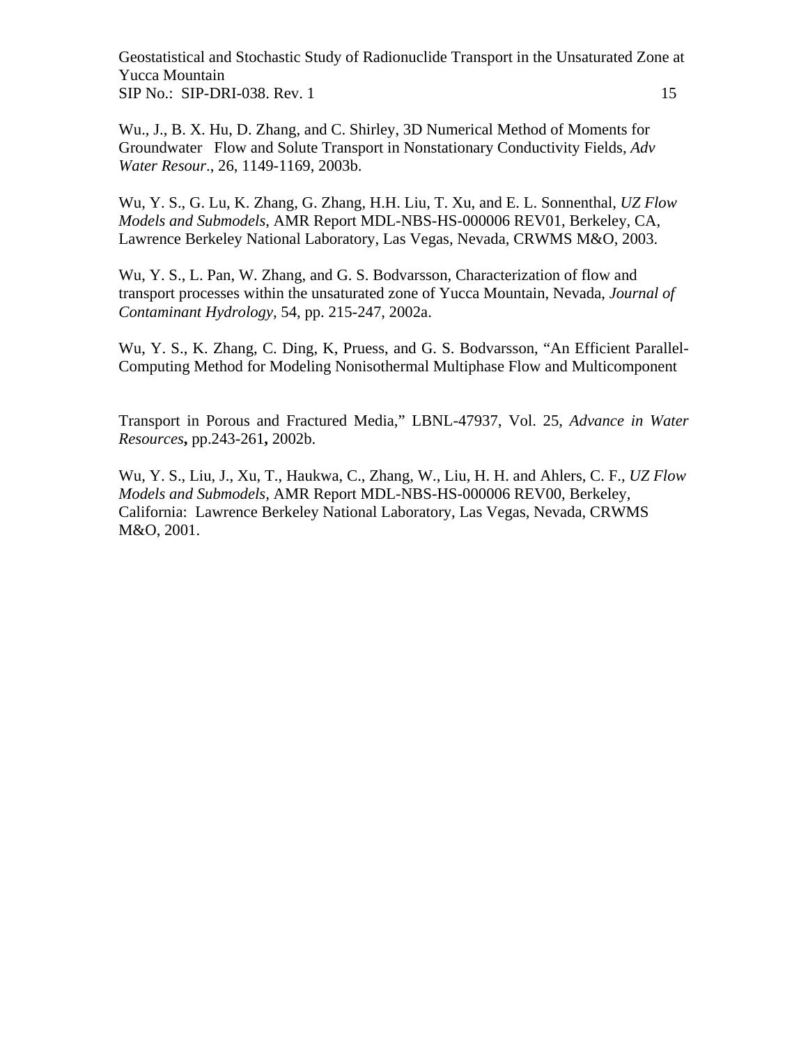Wu., J., B. X. Hu, D. Zhang, and C. Shirley, 3D Numerical Method of Moments for Groundwater Flow and Solute Transport in Nonstationary Conductivity Fields, *Adv Water Resour*., 26, 1149-1169, 2003b.

Wu, Y. S., G. Lu, K. Zhang, G. Zhang, H.H. Liu, T. Xu, and E. L. Sonnenthal, *UZ Flow Models and Submodels*, AMR Report MDL-NBS-HS-000006 REV01, Berkeley, CA, Lawrence Berkeley National Laboratory, Las Vegas, Nevada, CRWMS M&O, 2003.

Wu, Y. S., L. Pan, W. Zhang, and G. S. Bodvarsson, Characterization of flow and transport processes within the unsaturated zone of Yucca Mountain, Nevada, *Journal of Contaminant Hydrology*, 54, pp. 215-247, 2002a.

Wu, Y. S., K. Zhang, C. Ding, K, Pruess, and G. S. Bodvarsson, "An Efficient Parallel-Computing Method for Modeling Nonisothermal Multiphase Flow and Multicomponent Transport in Porous and Fractured Media," LBNL-47937, Vol. 25, *Advance in Water Resources***,** pp.243-261**,** 2002b.

Wu, Y. S., Liu, J., Xu, T., Haukwa, C., Zhang, W., Liu, H. H. and Ahlers, C. F., *UZ Flow Models and Submodels,* AMR Report MDL-NBS-HS-000006 REV00, Berkeley, California: Lawrence Berkeley National Laboratory, Las Vegas, Nevada, CRWMS M&O, 2001.